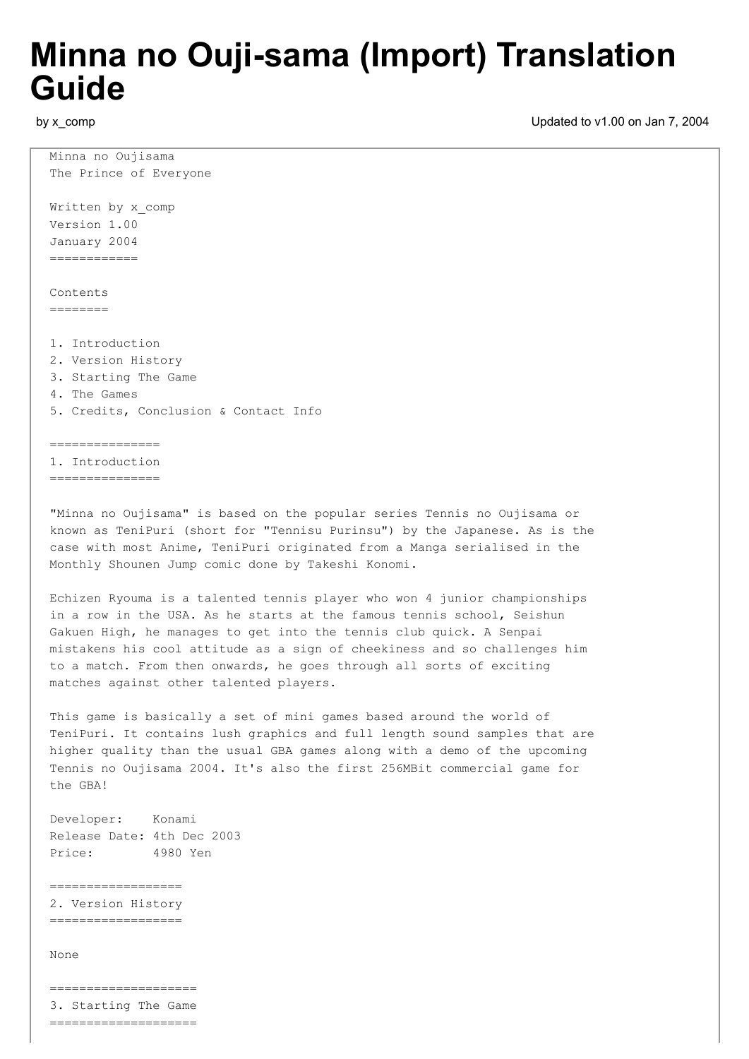# Minna no Ouji-sama (Import) Translation Guide

by x_comp

Updated to v1.00 on Jan 7, 2004

```
Minna no Oujisama
The Prince of Everyone

Written by x_comp
Version 1.00
January 2004
============

Contents
========

1. Introduction
2. Version History
3. Starting The Game
4. The Games
5. Credits, Conclusion & Contact Info

===============
1. Introduction
===============

"Minna no Oujisama" is based on the popular series Tennis no Oujisama or
known as TeniPuri (short for "Tennisu Purinsu") by the Japanese. As is the
case with most Anime, TeniPuri originated from a Manga serialised in the
Monthly Shounen Jump comic done by Takeshi Konomi.

Echizen Ryouma is a talented tennis player who won 4 junior championships
in a row in the USA. As he starts at the famous tennis school, Seishun
Gakuen High, he manages to get into the tennis club quick. A Senpai
mistakens his cool attitude as a sign of cheekiness and so challenges him
to a match. From then onwards, he goes through all sorts of exciting
matches against other talented players.

This game is basically a set of mini games based around the world of
TeniPuri. It contains lush graphics and full length sound samples that are
higher quality than the usual GBA games along with a demo of the upcoming
Tennis no Oujisama 2004. It's also the first 256MBit commercial game for
the GBA!

Developer:    Konami
Release Date: 4th Dec 2003
Price:        4980 Yen

==================
2. Version History
==================

None

====================
3. Starting The Game
====================
```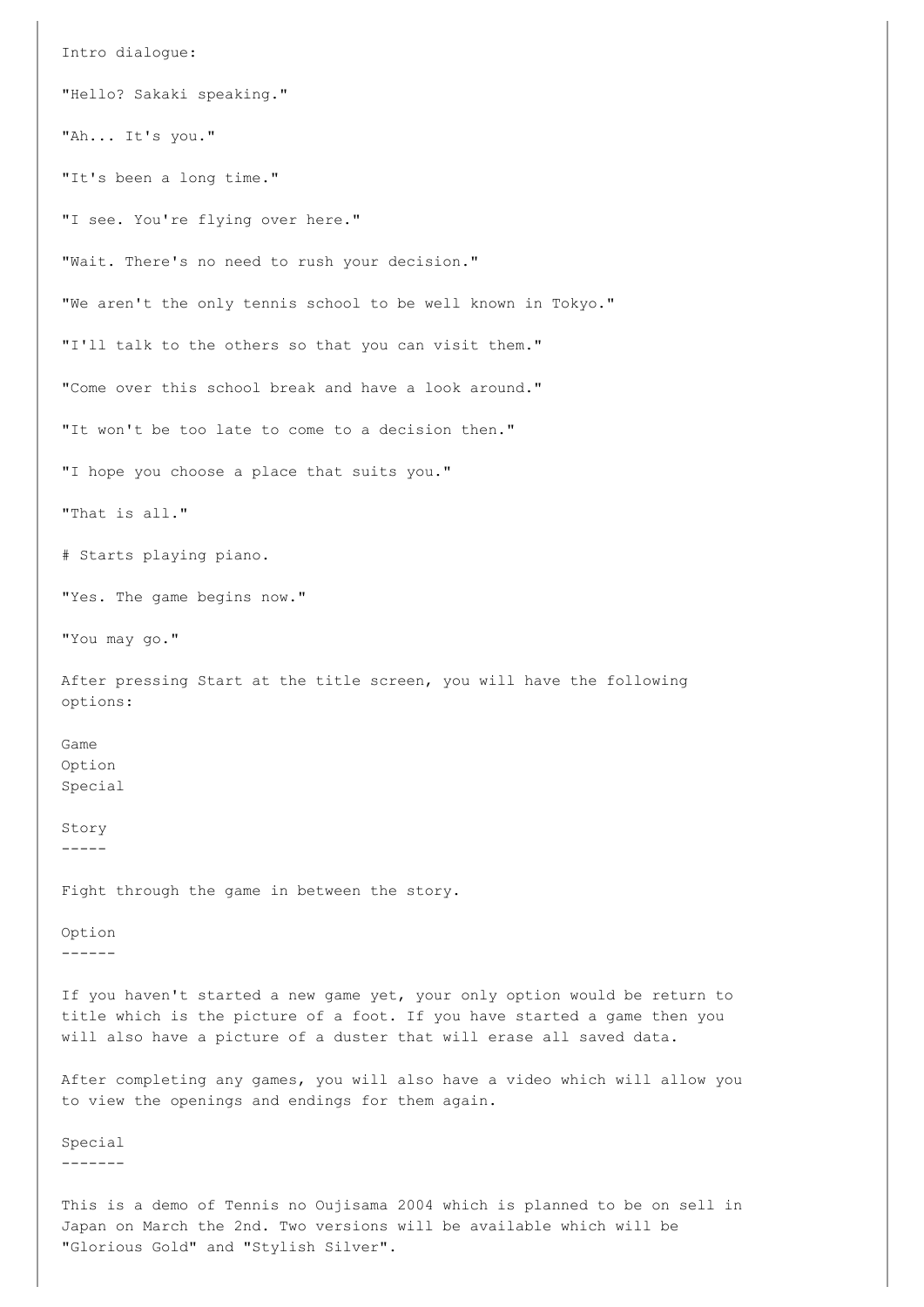Intro dialogue:

"Hello? Sakaki speaking."

"Ah... It's you."

"It's been a long time."

"I see. You're flying over here."

"Wait. There's no need to rush your decision."

"We aren't the only tennis school to be well known in Tokyo."

"I'll talk to the others so that you can visit them."

"Come over this school break and have a look around."

"It won't be too late to come to a decision then."

"I hope you choose a place that suits you."

"That is all."

# Starts playing piano.

"Yes. The game begins now."

"You may go."

After pressing Start at the title screen, you will have the following options:

Game
Option
Special

## Story

Fight through the game in between the story.

## Option

If you haven't started a new game yet, your only option would be return to title which is the picture of a foot. If you have started a game then you will also have a picture of a duster that will erase all saved data.

After completing any games, you will also have a video which will allow you to view the openings and endings for them again.

## Special

This is a demo of Tennis no Oujisama 2004 which is planned to be on sell in Japan on March the 2nd. Two versions will be available which will be "Glorious Gold" and "Stylish Silver".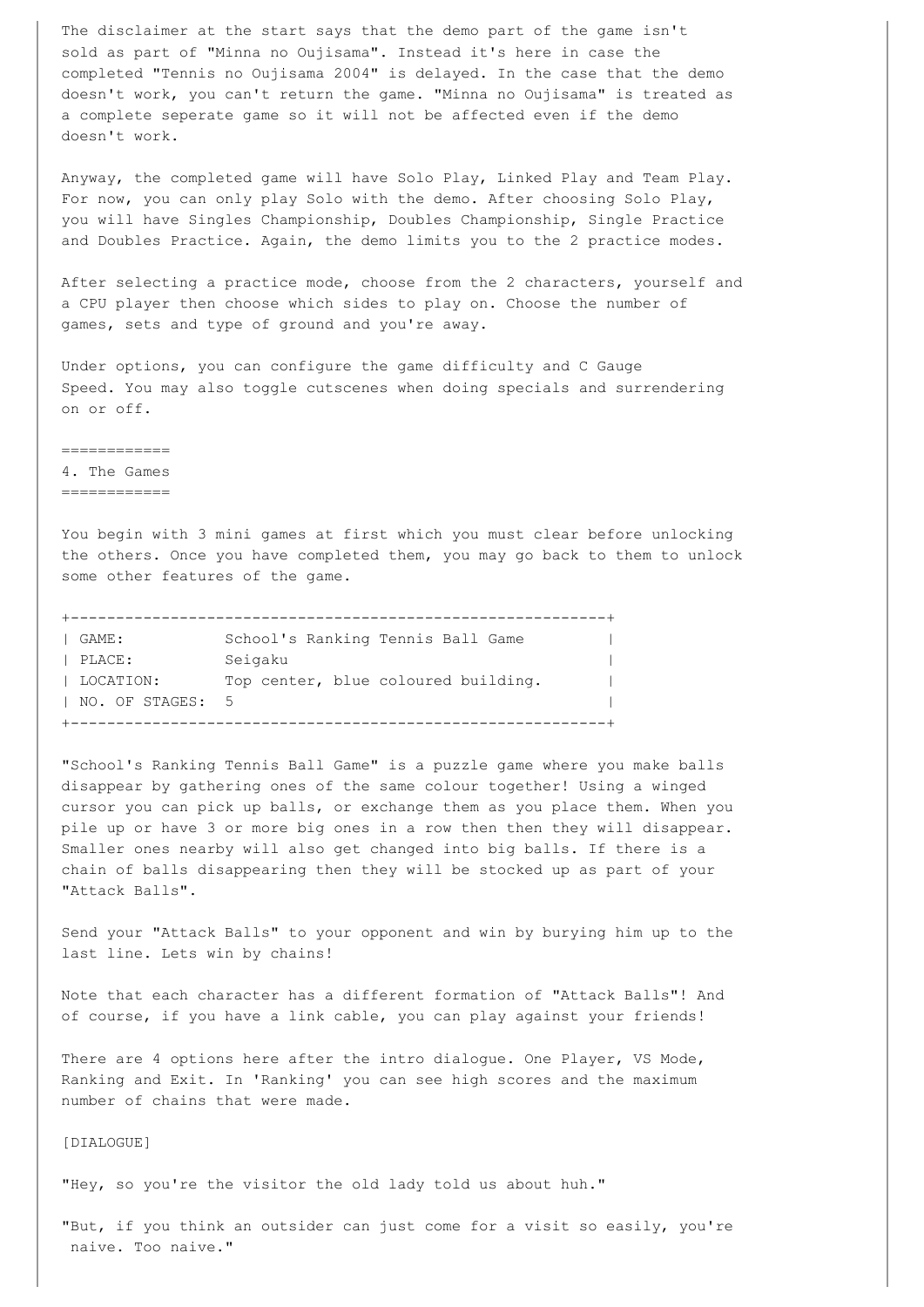The disclaimer at the start says that the demo part of the game isn't sold as part of "Minna no Oujisama". Instead it's here in case the completed "Tennis no Oujisama 2004" is delayed. In the case that the demo doesn't work, you can't return the game. "Minna no Oujisama" is treated as a complete seperate game so it will not be affected even if the demo doesn't work.

Anyway, the completed game will have Solo Play, Linked Play and Team Play. For now, you can only play Solo with the demo. After choosing Solo Play, you will have Singles Championship, Doubles Championship, Single Practice and Doubles Practice. Again, the demo limits you to the 2 practice modes.

After selecting a practice mode, choose from the 2 characters, yourself and a CPU player then choose which sides to play on. Choose the number of games, sets and type of ground and you're away.

Under options, you can configure the game difficulty and C Gauge Speed. You may also toggle cutscenes when doing specials and surrendering on or off.

## 4. The Games

You begin with 3 mini games at first which you must clear before unlocking the others. Once you have completed them, you may go back to them to unlock some other features of the game.

| | |
|---|---|
| GAME: | School's Ranking Tennis Ball Game |
| PLACE: | Seigaku |
| LOCATION: | Top center, blue coloured building. |
| NO. OF STAGES: | 5 |

"School's Ranking Tennis Ball Game" is a puzzle game where you make balls disappear by gathering ones of the same colour together! Using a winged cursor you can pick up balls, or exchange them as you place them. When you pile up or have 3 or more big ones in a row then then they will disappear. Smaller ones nearby will also get changed into big balls. If there is a chain of balls disappearing then they will be stocked up as part of your "Attack Balls".

Send your "Attack Balls" to your opponent and win by burying him up to the last line. Lets win by chains!

Note that each character has a different formation of "Attack Balls"! And of course, if you have a link cable, you can play against your friends!

There are 4 options here after the intro dialogue. One Player, VS Mode, Ranking and Exit. In 'Ranking' you can see high scores and the maximum number of chains that were made.

[DIALOGUE]

"Hey, so you're the visitor the old lady told us about huh."

"But, if you think an outsider can just come for a visit so easily, you're naive. Too naive."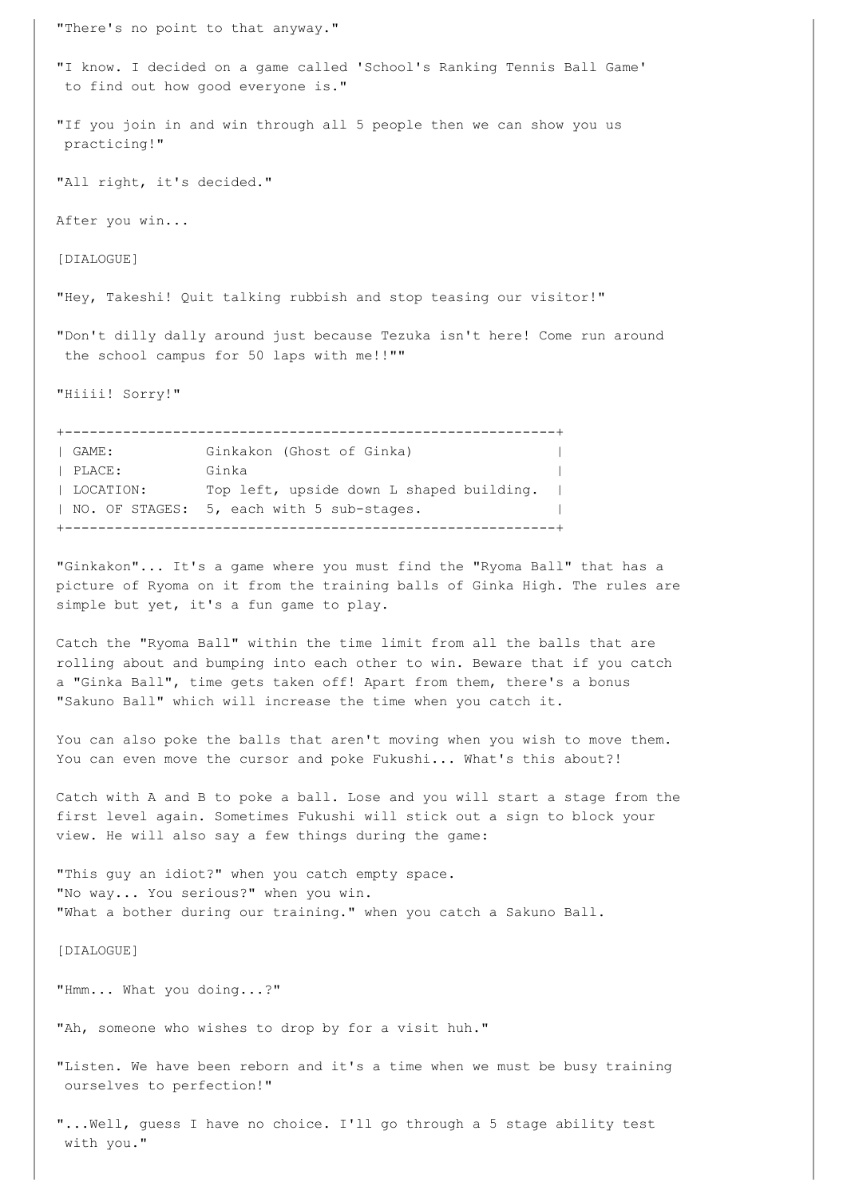"There's no point to that anyway."

"I know. I decided on a game called 'School's Ranking Tennis Ball Game' to find out how good everyone is."

"If you join in and win through all 5 people then we can show you us practicing!"

"All right, it's decided."

After you win...

[DIALOGUE]

"Hey, Takeshi! Quit talking rubbish and stop teasing our visitor!"

"Don't dilly dally around just because Tezuka isn't here! Come run around the school campus for 50 laps with me!!""

"Hiiii! Sorry!"

| | |
|---|---|
| GAME: | Ginkakon (Ghost of Ginka) |
| PLACE: | Ginka |
| LOCATION: | Top left, upside down L shaped building. |
| NO. OF STAGES: | 5, each with 5 sub-stages. |

"Ginkakon"... It's a game where you must find the "Ryoma Ball" that has a picture of Ryoma on it from the training balls of Ginka High. The rules are simple but yet, it's a fun game to play.

Catch the "Ryoma Ball" within the time limit from all the balls that are rolling about and bumping into each other to win. Beware that if you catch a "Ginka Ball", time gets taken off! Apart from them, there's a bonus "Sakuno Ball" which will increase the time when you catch it.

You can also poke the balls that aren't moving when you wish to move them. You can even move the cursor and poke Fukushi... What's this about?!

Catch with A and B to poke a ball. Lose and you will start a stage from the first level again. Sometimes Fukushi will stick out a sign to block your view. He will also say a few things during the game:

"This guy an idiot?" when you catch empty space.
"No way... You serious?" when you win.
"What a bother during our training." when you catch a Sakuno Ball.

[DIALOGUE]

"Hmm... What you doing...?"

"Ah, someone who wishes to drop by for a visit huh."

"Listen. We have been reborn and it's a time when we must be busy training ourselves to perfection!"

"...Well, guess I have no choice. I'll go through a 5 stage ability test with you."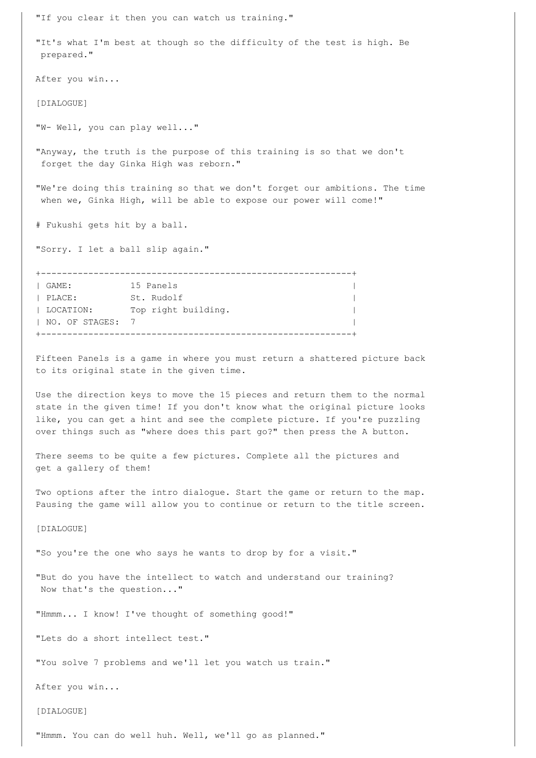"If you clear it then you can watch us training."

"It's what I'm best at though so the difficulty of the test is high. Be prepared."

After you win...

[DIALOGUE]

"W- Well, you can play well..."

"Anyway, the truth is the purpose of this training is so that we don't forget the day Ginka High was reborn."

"We're doing this training so that we don't forget our ambitions. The time when we, Ginka High, will be able to expose our power will come!"

# Fukushi gets hit by a ball.

"Sorry. I let a ball slip again."

```
+----------------------------------------------------------+
| GAME:           15 Panels                                |
| PLACE:          St. Rudolf                               |
| LOCATION:       Top right building.                      |
| NO. OF STAGES:  7                                        |
+----------------------------------------------------------+
```

Fifteen Panels is a game in where you must return a shattered picture back to its original state in the given time.

Use the direction keys to move the 15 pieces and return them to the normal state in the given time! If you don't know what the original picture looks like, you can get a hint and see the complete picture. If you're puzzling over things such as "where does this part go?" then press the A button.

There seems to be quite a few pictures. Complete all the pictures and get a gallery of them!

Two options after the intro dialogue. Start the game or return to the map. Pausing the game will allow you to continue or return to the title screen.

[DIALOGUE]

"So you're the one who says he wants to drop by for a visit."

"But do you have the intellect to watch and understand our training? Now that's the question..."

"Hmmm... I know! I've thought of something good!"

"Lets do a short intellect test."

"You solve 7 problems and we'll let you watch us train."

After you win...

[DIALOGUE]

"Hmmm. You can do well huh. Well, we'll go as planned."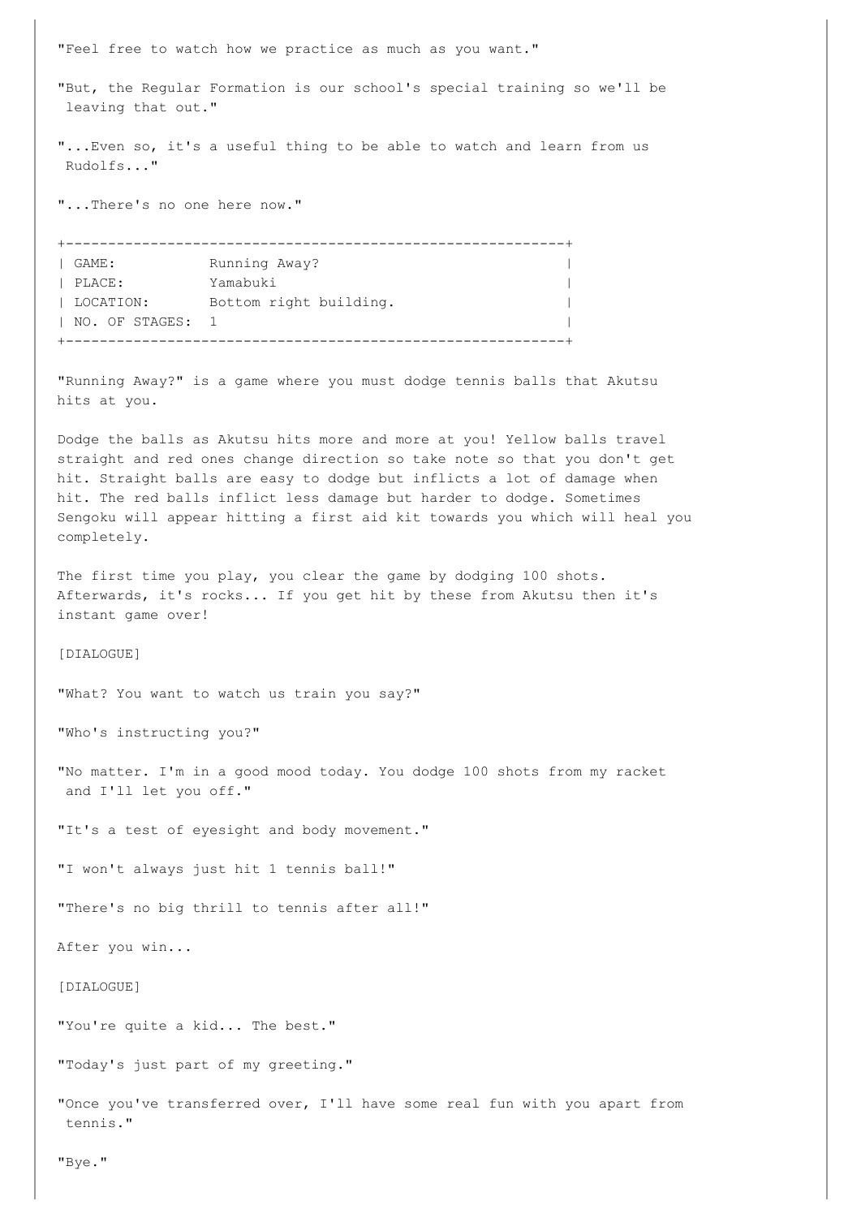"Feel free to watch how we practice as much as you want."

"But, the Regular Formation is our school's special training so we'll be leaving that out."

"...Even so, it's a useful thing to be able to watch and learn from us Rudolfs..."

"...There's no one here now."

| GAME: | Running Away? |
|---|---|
| PLACE: | Yamabuki |
| LOCATION: | Bottom right building. |
| NO. OF STAGES: | 1 |

"Running Away?" is a game where you must dodge tennis balls that Akutsu hits at you.

Dodge the balls as Akutsu hits more and more at you! Yellow balls travel straight and red ones change direction so take note so that you don't get hit. Straight balls are easy to dodge but inflicts a lot of damage when hit. The red balls inflict less damage but harder to dodge. Sometimes Sengoku will appear hitting a first aid kit towards you which will heal you completely.

The first time you play, you clear the game by dodging 100 shots. Afterwards, it's rocks... If you get hit by these from Akutsu then it's instant game over!

[DIALOGUE]

"What? You want to watch us train you say?"

"Who's instructing you?"

"No matter. I'm in a good mood today. You dodge 100 shots from my racket and I'll let you off."

"It's a test of eyesight and body movement."

"I won't always just hit 1 tennis ball!"

"There's no big thrill to tennis after all!"

After you win...

[DIALOGUE]

"You're quite a kid... The best."

"Today's just part of my greeting."

"Once you've transferred over, I'll have some real fun with you apart from tennis."

"Bye."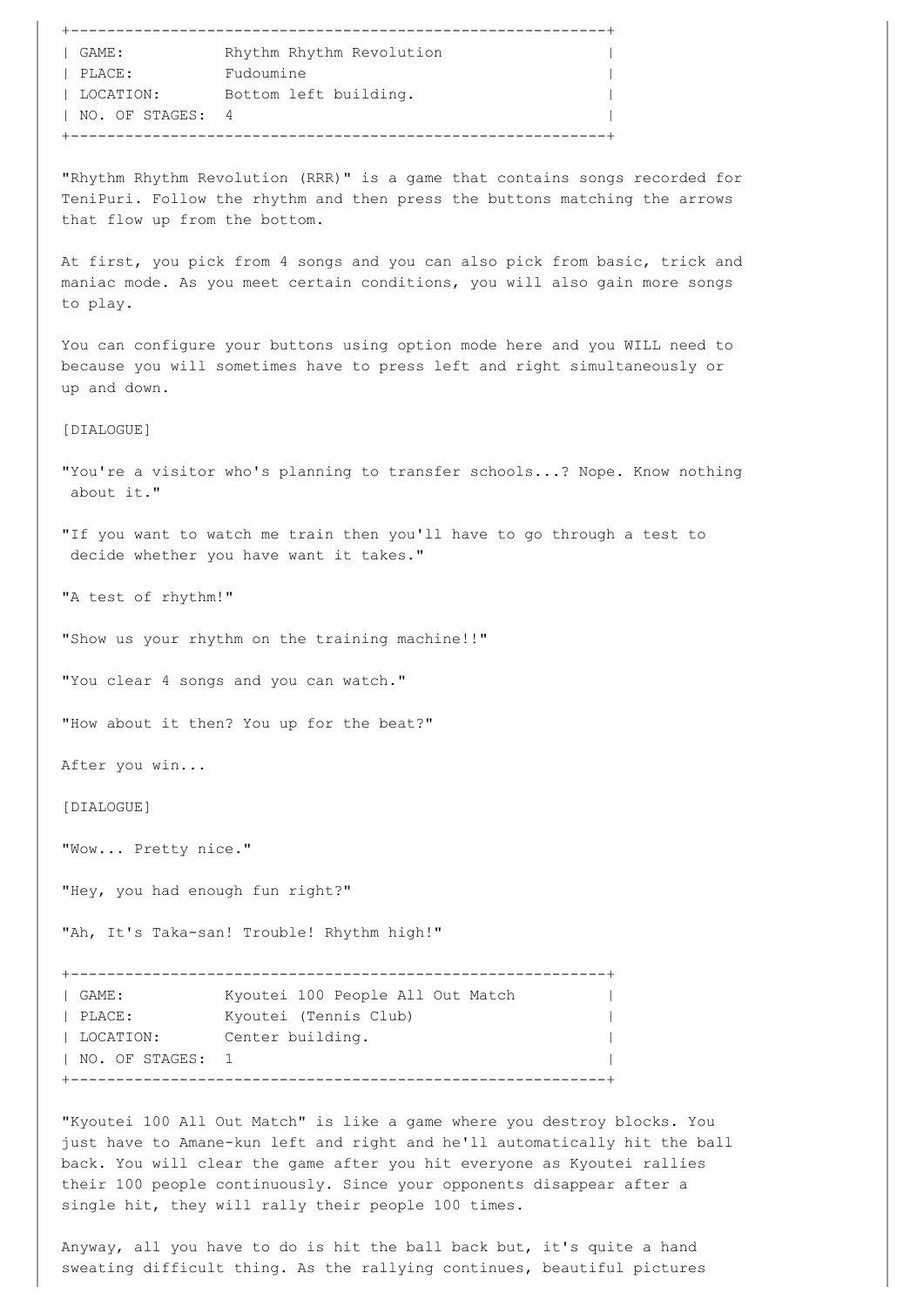| GAME: | Rhythm Rhythm Revolution |
|---|---|
| PLACE: | Fudoumine |
| LOCATION: | Bottom left building. |
| NO. OF STAGES: | 4 |

"Rhythm Rhythm Revolution (RRR)" is a game that contains songs recorded for TeniPuri. Follow the rhythm and then press the buttons matching the arrows that flow up from the bottom.

At first, you pick from 4 songs and you can also pick from basic, trick and maniac mode. As you meet certain conditions, you will also gain more songs to play.

You can configure your buttons using option mode here and you WILL need to because you will sometimes have to press left and right simultaneously or up and down.

[DIALOGUE]

"You're a visitor who's planning to transfer schools...? Nope. Know nothing about it."

"If you want to watch me train then you'll have to go through a test to decide whether you have want it takes."

"A test of rhythm!"

"Show us your rhythm on the training machine!!"

"You clear 4 songs and you can watch."

"How about it then? You up for the beat?"

After you win...

[DIALOGUE]

"Wow... Pretty nice."

"Hey, you had enough fun right?"

"Ah, It's Taka-san! Trouble! Rhythm high!"

| GAME: | Kyoutei 100 People All Out Match |
|---|---|
| PLACE: | Kyoutei (Tennis Club) |
| LOCATION: | Center building. |
| NO. OF STAGES: | 1 |

"Kyoutei 100 All Out Match" is like a game where you destroy blocks. You just have to Amane-kun left and right and he'll automatically hit the ball back. You will clear the game after you hit everyone as Kyoutei rallies their 100 people continuously. Since your opponents disappear after a single hit, they will rally their people 100 times.

Anyway, all you have to do is hit the ball back but, it's quite a hand sweating difficult thing. As the rallying continues, beautiful pictures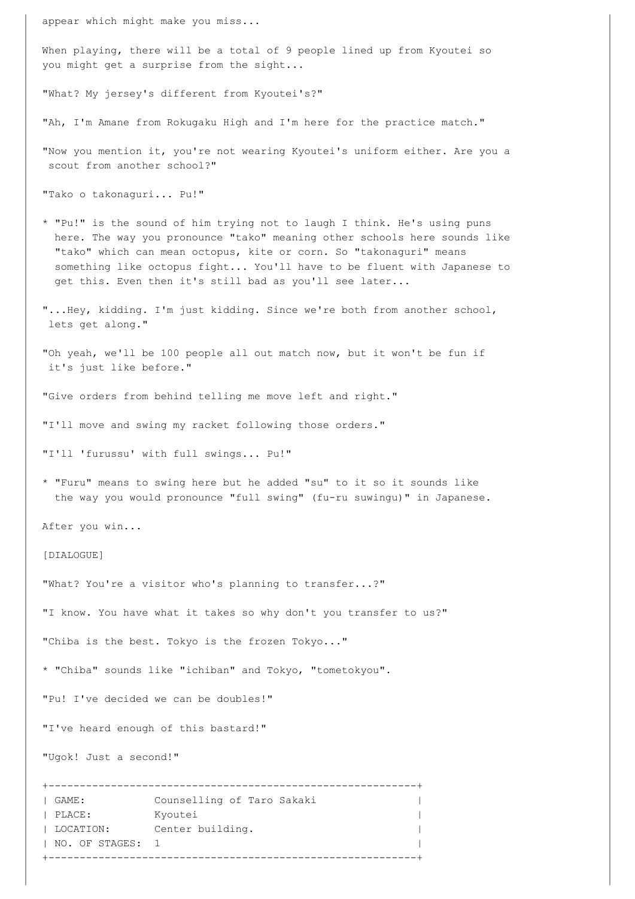appear which might make you miss...

When playing, there will be a total of 9 people lined up from Kyoutei so you might get a surprise from the sight...

"What? My jersey's different from Kyoutei's?"

"Ah, I'm Amane from Rokugaku High and I'm here for the practice match."

"Now you mention it, you're not wearing Kyoutei's uniform either. Are you a scout from another school?"

"Tako o takonaguri... Pu!"

* "Pu!" is the sound of him trying not to laugh I think. He's using puns here. The way you pronounce "tako" meaning other schools here sounds like "tako" which can mean octopus, kite or corn. So "takonaguri" means something like octopus fight... You'll have to be fluent with Japanese to get this. Even then it's still bad as you'll see later...

"...Hey, kidding. I'm just kidding. Since we're both from another school, lets get along."

"Oh yeah, we'll be 100 people all out match now, but it won't be fun if it's just like before."

"Give orders from behind telling me move left and right."

"I'll move and swing my racket following those orders."

"I'll 'furussu' with full swings... Pu!"

* "Furu" means to swing here but he added "su" to it so it sounds like the way you would pronounce "full swing" (fu-ru suwingu)" in Japanese.

After you win...

[DIALOGUE]

"What? You're a visitor who's planning to transfer...?"

"I know. You have what it takes so why don't you transfer to us?"

"Chiba is the best. Tokyo is the frozen Tokyo..."

* "Chiba" sounds like "ichiban" and Tokyo, "tometokyou".

"Pu! I've decided we can be doubles!"

"I've heard enough of this bastard!"

"Ugok! Just a second!"

```
+-----------------------------------------------------------+
| GAME:           Counselling of Taro Sakaki                |
| PLACE:          Kyoutei                                   |
| LOCATION:       Center building.                          |
| NO. OF STAGES:  1                                         |
+-----------------------------------------------------------+
```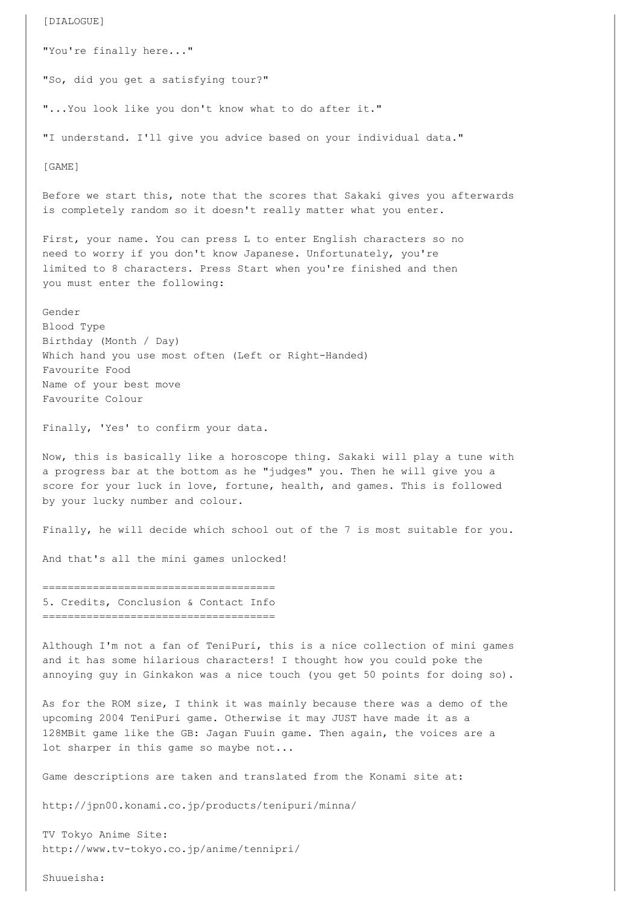[DIALOGUE]

"You're finally here..."

"So, did you get a satisfying tour?"

"...You look like you don't know what to do after it."

"I understand. I'll give you advice based on your individual data."

[GAME]

Before we start this, note that the scores that Sakaki gives you afterwards is completely random so it doesn't really matter what you enter.

First, your name. You can press L to enter English characters so no need to worry if you don't know Japanese. Unfortunately, you're limited to 8 characters. Press Start when you're finished and then you must enter the following:

Gender
Blood Type
Birthday (Month / Day)
Which hand you use most often (Left or Right-Handed)
Favourite Food
Name of your best move
Favourite Colour

Finally, 'Yes' to confirm your data.

Now, this is basically like a horoscope thing. Sakaki will play a tune with a progress bar at the bottom as he "judges" you. Then he will give you a score for your luck in love, fortune, health, and games. This is followed by your lucky number and colour.

Finally, he will decide which school out of the 7 is most suitable for you.

And that's all the mini games unlocked!

## 5. Credits, Conclusion & Contact Info

Although I'm not a fan of TeniPuri, this is a nice collection of mini games and it has some hilarious characters! I thought how you could poke the annoying guy in Ginkakon was a nice touch (you get 50 points for doing so).

As for the ROM size, I think it was mainly because there was a demo of the upcoming 2004 TeniPuri game. Otherwise it may JUST have made it as a 128MBit game like the GB: Jagan Fuuin game. Then again, the voices are a lot sharper in this game so maybe not...

Game descriptions are taken and translated from the Konami site at:

http://jpn00.konami.co.jp/products/tenipuri/minna/

TV Tokyo Anime Site:
http://www.tv-tokyo.co.jp/anime/tennipri/

Shuueisha: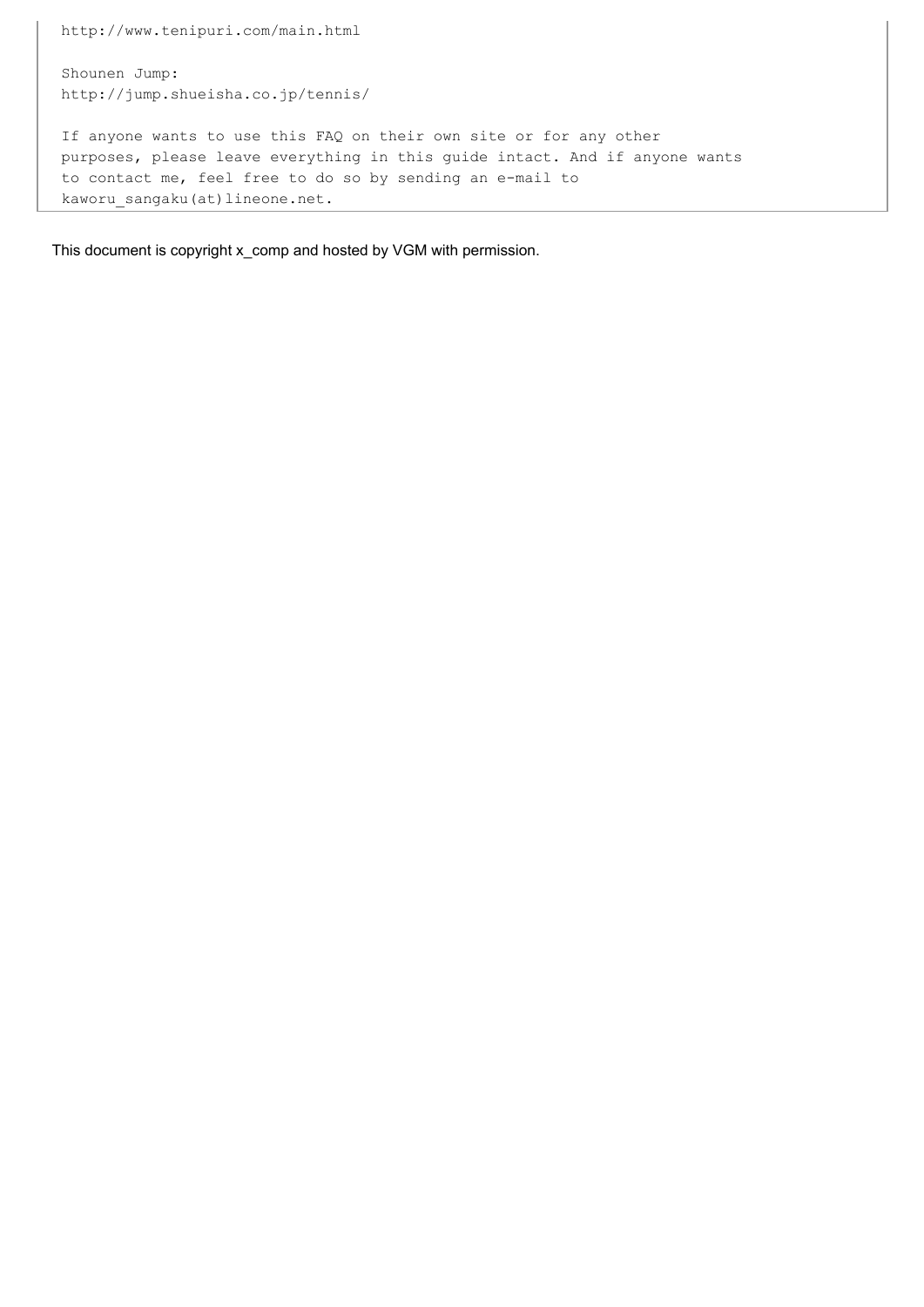```
http://www.tenipuri.com/main.html

Shounen Jump:
http://jump.shueisha.co.jp/tennis/

If anyone wants to use this FAQ on their own site or for any other
purposes, please leave everything in this guide intact. And if anyone wants
to contact me, feel free to do so by sending an e-mail to
kaworu_sangaku(at)lineone.net.
```

This document is copyright x_comp and hosted by VGM with permission.